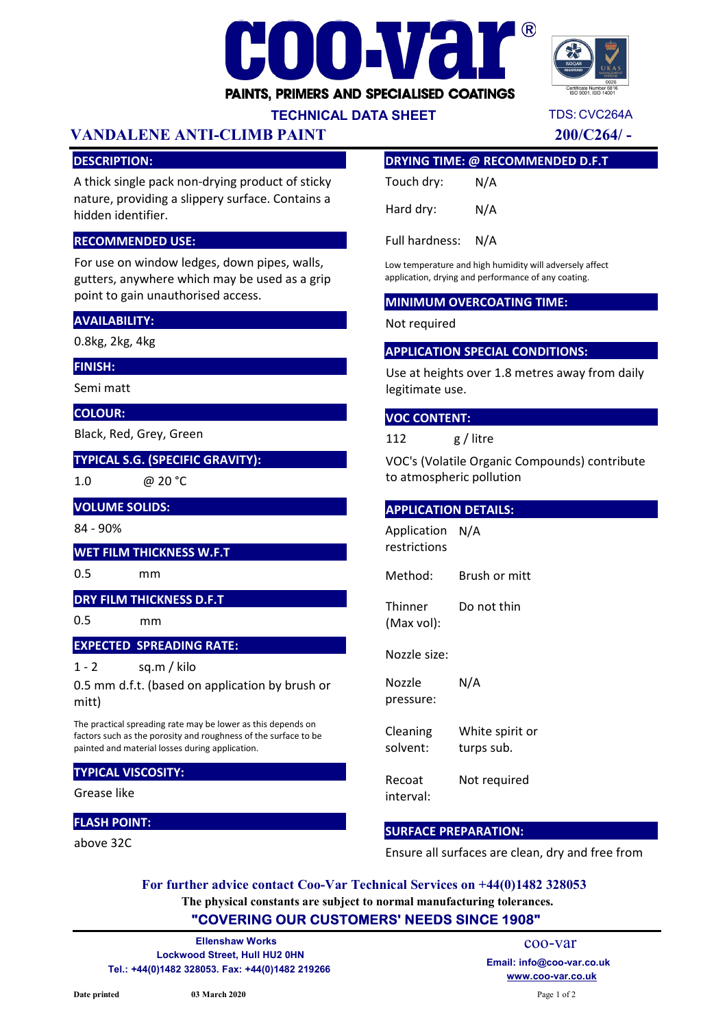# coo-var®

**PAINTS, PRIMERS AND SPECIALISED COATINGS**

**TECHNICAL DATA SHEET**

TDS: CVC264A

## VANDALENE ANTI-CLIMB PAINT

**200/C264/ -**

### DESCRIPTION:

A thick single pack non-drying product of sticky nature, providing a slippery surface. Contains a hidden identifier.

### RECOMMENDED USE:

For use on window ledges, down pipes, walls, gutters, anywhere which may be used as a grip point to gain unauthorised access.

### AVAILABILITY:

0.8kg, 2kg, 4kg

### FINISH:

Semi matt

### COLOUR:

Black, Red, Grey, Green

### TYPICAL S.G. (SPECIFIC GRAVITY):

1.0 @ 20 °C

### VOLUME SOLIDS:

84 - 90%

### WET FILM THICKNESS W.F.T

0.5 mm

### DRY FILM THICKNESS D.F.T

0.5 mm

### EXPECTED SPREADING RATE:

1 - 2 sq.m / kilo

0.5 mm d.f.t. (based on application by brush or mitt)

The practical spreading rate may be lower as this depends on factors such as the porosity and roughness of the surface to be painted and material losses during application.

### TYPICAL VISCOSITY:

Grease like

### FLASH POINT:

above 32C

### DRYING TIME: @ RECOMMENDED D.F.T

Touch dry: N/A

Hard dry: N/A

Full hardness: N/A

Low temperature and high humidity will adversely affect application, drying and performance of any coating.

### MINIMUM OVERCOATING TIME:

Not required

### APPLICATION SPECIAL CONDITIONS:

Use at heights over 1.8 metres away from daily legitimate use.

### VOC CONTENT:

112 g / litre

VOC's (Volatile Organic Compounds) contribute to atmospheric pollution

### APPLICATION DETAILS:

| | |
|---|---|
| Application restrictions | N/A |
| Method: | Brush or mitt |
| Thinner (Max vol): | Do not thin |
| Nozzle size: | |
| Nozzle pressure: | N/A |
| Cleaning solvent: | White spirit or turps sub. |
| Recoat interval: | Not required |

### SURFACE PREPARATION:

Ensure all surfaces are clean, dry and free from

**For further advice contact Coo-Var Technical Services on +44(0)1482 328053**

**The physical constants are subject to normal manufacturing tolerances.**

**"COVERING OUR CUSTOMERS' NEEDS SINCE 1908"**

**Ellenshaw Works**
**Lockwood Street, Hull HU2 0HN**
**Tel.: +44(0)1482 328053. Fax: +44(0)1482 219266**

coo-var
**Email: info@coo-var.co.uk**
**www.coo-var.co.uk**

**Date printed** 03 March 2020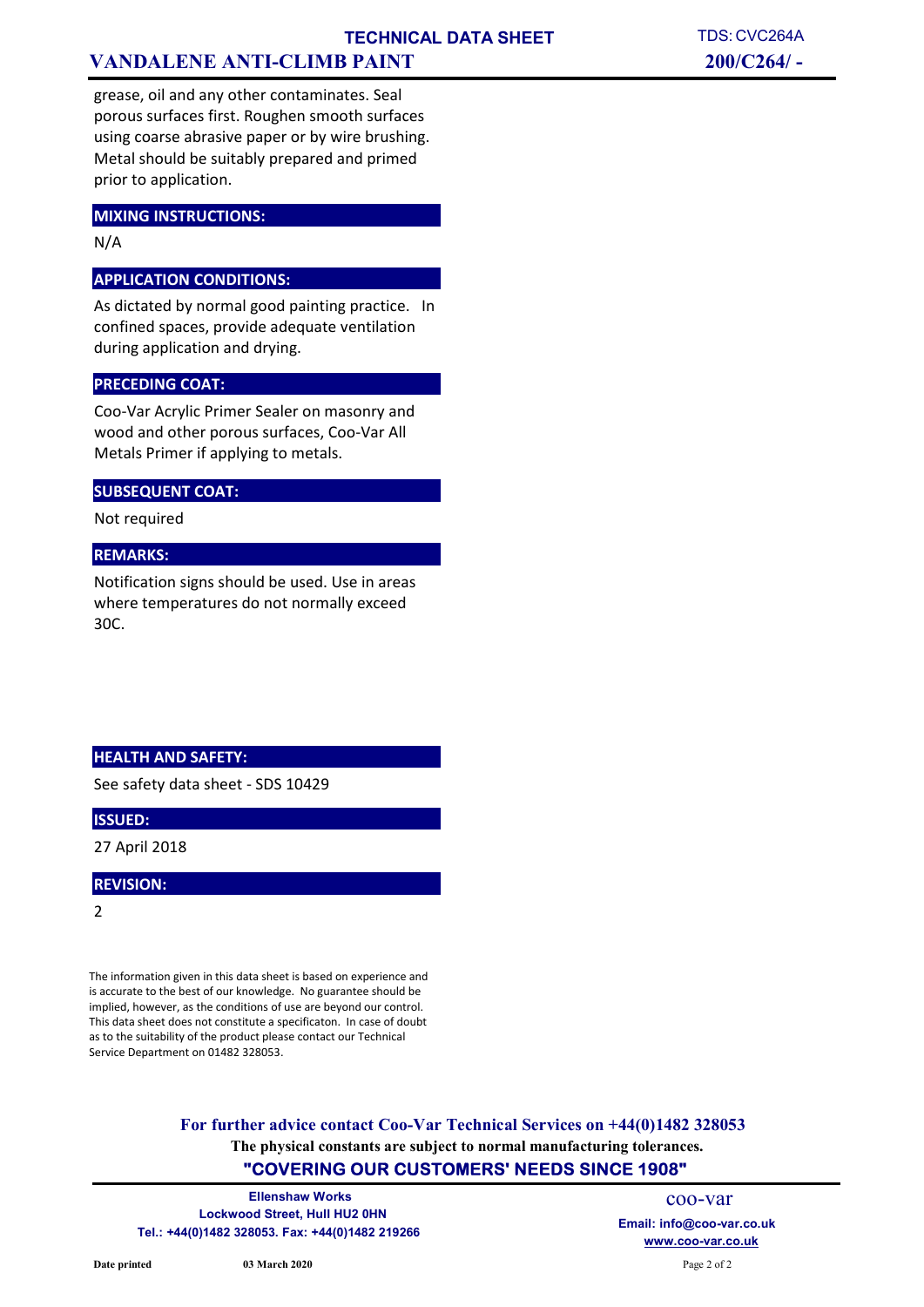grease, oil and any other contaminates. Seal porous surfaces first. Roughen smooth surfaces using coarse abrasive paper or by wire brushing. Metal should be suitably prepared and primed prior to application.

## MIXING INSTRUCTIONS:

N/A

## APPLICATION CONDITIONS:

As dictated by normal good painting practice. In confined spaces, provide adequate ventilation during application and drying.

## PRECEDING COAT:

Coo-Var Acrylic Primer Sealer on masonry and wood and other porous surfaces, Coo-Var All Metals Primer if applying to metals.

## SUBSEQUENT COAT:

Not required

## REMARKS:

Notification signs should be used. Use in areas where temperatures do not normally exceed 30C.

## HEALTH AND SAFETY:

See safety data sheet - SDS 10429

## ISSUED:

27 April 2018

## REVISION:

2

The information given in this data sheet is based on experience and is accurate to the best of our knowledge. No guarantee should be implied, however, as the conditions of use are beyond our control. This data sheet does not constitute a specificaton. In case of doubt as to the suitability of the product please contact our Technical Service Department on 01482 328053.

**For further advice contact Coo-Var Technical Services on +44(0)1482 328053**

**The physical constants are subject to normal manufacturing tolerances.**

**"COVERING OUR CUSTOMERS' NEEDS SINCE 1908"**

**Ellenshaw Works**
**Lockwood Street, Hull HU2 0HN**
**Tel.: +44(0)1482 328053. Fax: +44(0)1482 219266**

coo-var
**Email: info@coo-var.co.uk**
**www.coo-var.co.uk**

**Date printed** **03 March 2020**